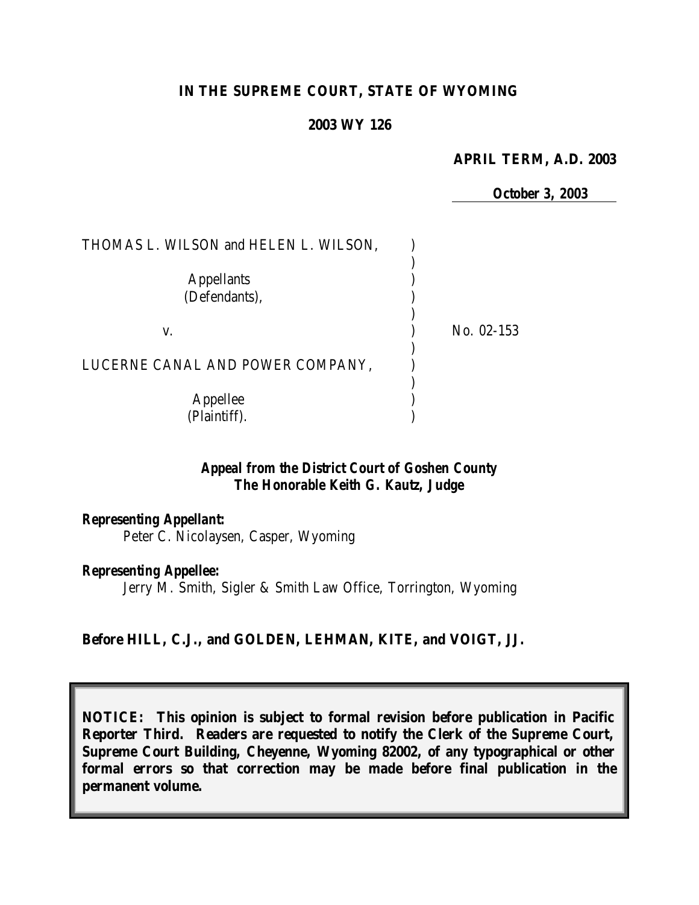**IN THE SUPREME COURT, STATE OF WYOMING**

**2003 WY 126**

**APRIL TERM, A.D. 2003**

**October 3, 2003**

THOMAS L. WILSON and HELEN L. WILSON,

Appellants
(Defendants),

v. — No. 02-153

LUCERNE CANAL AND POWER COMPANY,

Appellee
(Plaintiff).

***Appeal from the District Court of Goshen County***
***The Honorable Keith G. Kautz, Judge***

***Representing Appellant:***
Peter C. Nicolaysen, Casper, Wyoming

***Representing Appellee:***
Jerry M. Smith, Sigler & Smith Law Office, Torrington, Wyoming

**Before HILL, C.J., and GOLDEN, LEHMAN, KITE, and VOIGT, JJ.**

**NOTICE: This opinion is subject to formal revision before publication in Pacific Reporter Third. Readers are requested to notify the Clerk of the Supreme Court, Supreme Court Building, Cheyenne, Wyoming 82002, of any typographical or other formal errors so that correction may be made before final publication in the permanent volume.**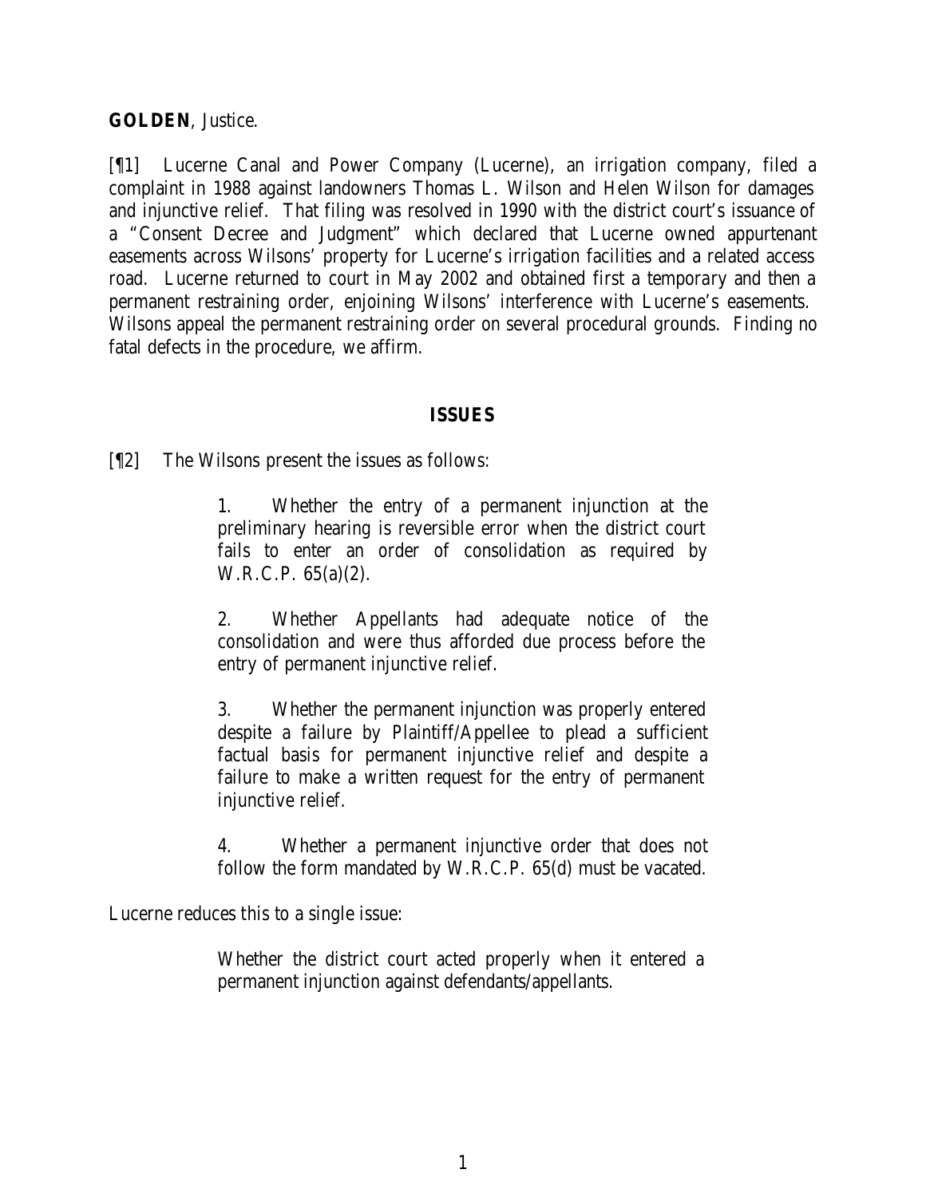**GOLDEN**, Justice.

[¶1] Lucerne Canal and Power Company (Lucerne), an irrigation company, filed a complaint in 1988 against landowners Thomas L. Wilson and Helen Wilson for damages and injunctive relief. That filing was resolved in 1990 with the district court's issuance of a "Consent Decree and Judgment" which declared that Lucerne owned appurtenant easements across Wilsons' property for Lucerne's irrigation facilities and a related access road. Lucerne returned to court in May 2002 and obtained first a temporary and then a permanent restraining order, enjoining Wilsons' interference with Lucerne's easements. Wilsons appeal the permanent restraining order on several procedural grounds. Finding no fatal defects in the procedure, we affirm.

## ISSUES

[¶2] The Wilsons present the issues as follows:

> 1. Whether the entry of a permanent injunction at the preliminary hearing is reversible error when the district court fails to enter an order of consolidation as required by W.R.C.P. 65(a)(2).
>
> 2. Whether Appellants had adequate notice of the consolidation and were thus afforded due process before the entry of permanent injunctive relief.
>
> 3. Whether the permanent injunction was properly entered despite a failure by Plaintiff/Appellee to plead a sufficient factual basis for permanent injunctive relief and despite a failure to make a written request for the entry of permanent injunctive relief.
>
> 4. Whether a permanent injunctive order that does not follow the form mandated by W.R.C.P. 65(d) must be vacated.

Lucerne reduces this to a single issue:

> Whether the district court acted properly when it entered a permanent injunction against defendants/appellants.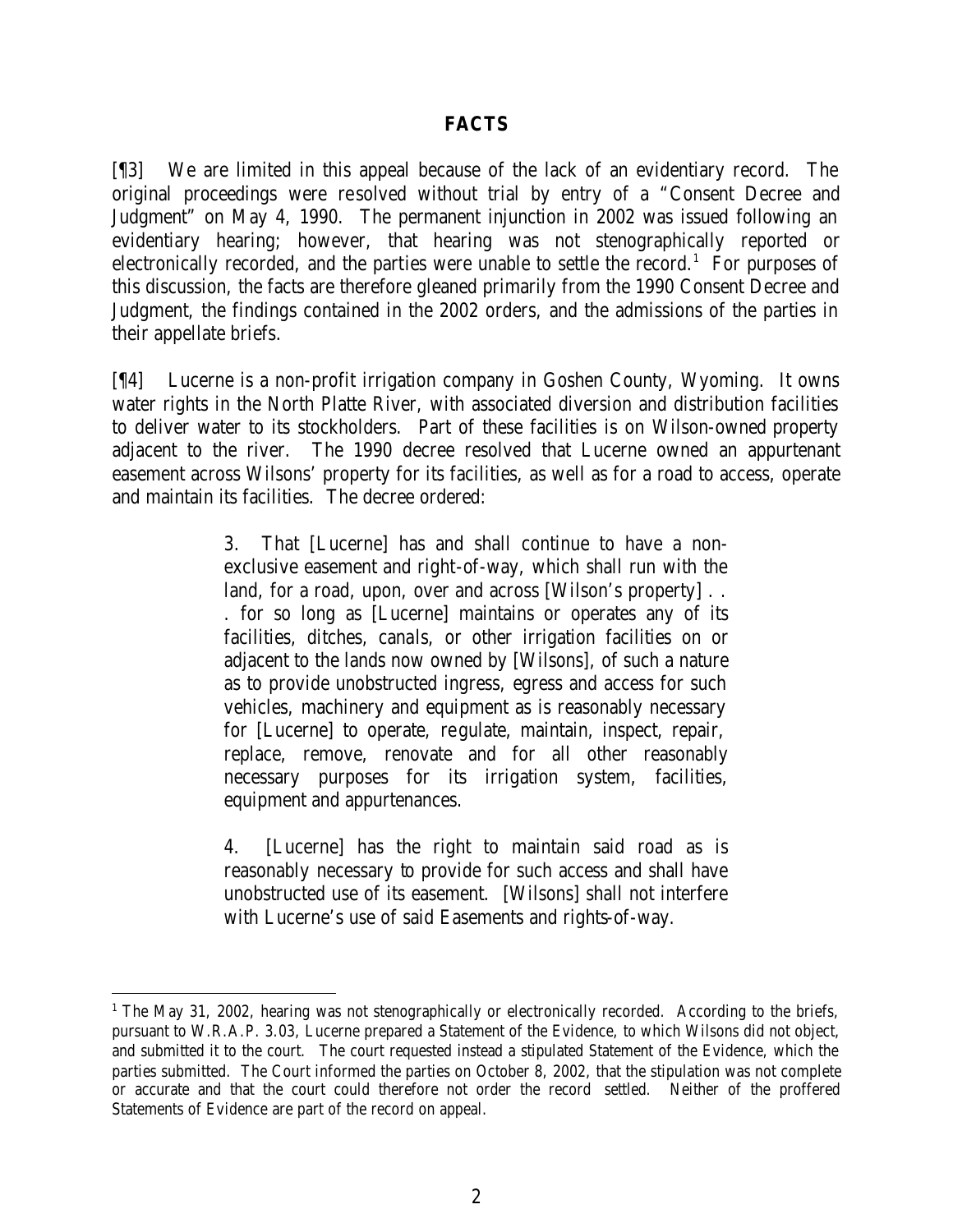## FACTS

[¶3] We are limited in this appeal because of the lack of an evidentiary record. The original proceedings were resolved without trial by entry of a "Consent Decree and Judgment" on May 4, 1990. The permanent injunction in 2002 was issued following an evidentiary hearing; however, that hearing was not stenographically reported or electronically recorded, and the parties were unable to settle the record.[1] For purposes of this discussion, the facts are therefore gleaned primarily from the 1990 Consent Decree and Judgment, the findings contained in the 2002 orders, and the admissions of the parties in their appellate briefs.

[¶4] Lucerne is a non-profit irrigation company in Goshen County, Wyoming. It owns water rights in the North Platte River, with associated diversion and distribution facilities to deliver water to its stockholders. Part of these facilities is on Wilson-owned property adjacent to the river. The 1990 decree resolved that Lucerne owned an appurtenant easement across Wilsons' property for its facilities, as well as for a road to access, operate and maintain its facilities. The decree ordered:

> 3. That [Lucerne] has and shall continue to have a non-exclusive easement and right-of-way, which shall run with the land, for a road, upon, over and across [Wilson's property] . . . for so long as [Lucerne] maintains or operates any of its facilities, ditches, canals, or other irrigation facilities on or adjacent to the lands now owned by [Wilsons], of such a nature as to provide unobstructed ingress, egress and access for such vehicles, machinery and equipment as is reasonably necessary for [Lucerne] to operate, regulate, maintain, inspect, repair, replace, remove, renovate and for all other reasonably necessary purposes for its irrigation system, facilities, equipment and appurtenances.
>
> 4. [Lucerne] has the right to maintain said road as is reasonably necessary to provide for such access and shall have unobstructed use of its easement. [Wilsons] shall not interfere with Lucerne's use of said Easements and rights-of-way.

---

[1] The May 31, 2002, hearing was not stenographically or electronically recorded. According to the briefs, pursuant to W.R.A.P. 3.03, Lucerne prepared a Statement of the Evidence, to which Wilsons did not object, and submitted it to the court. The court requested instead a stipulated Statement of the Evidence, which the parties submitted. The Court informed the parties on October 8, 2002, that the stipulation was not complete or accurate and that the court could therefore not order the record settled. Neither of the proffered Statements of Evidence are part of the record on appeal.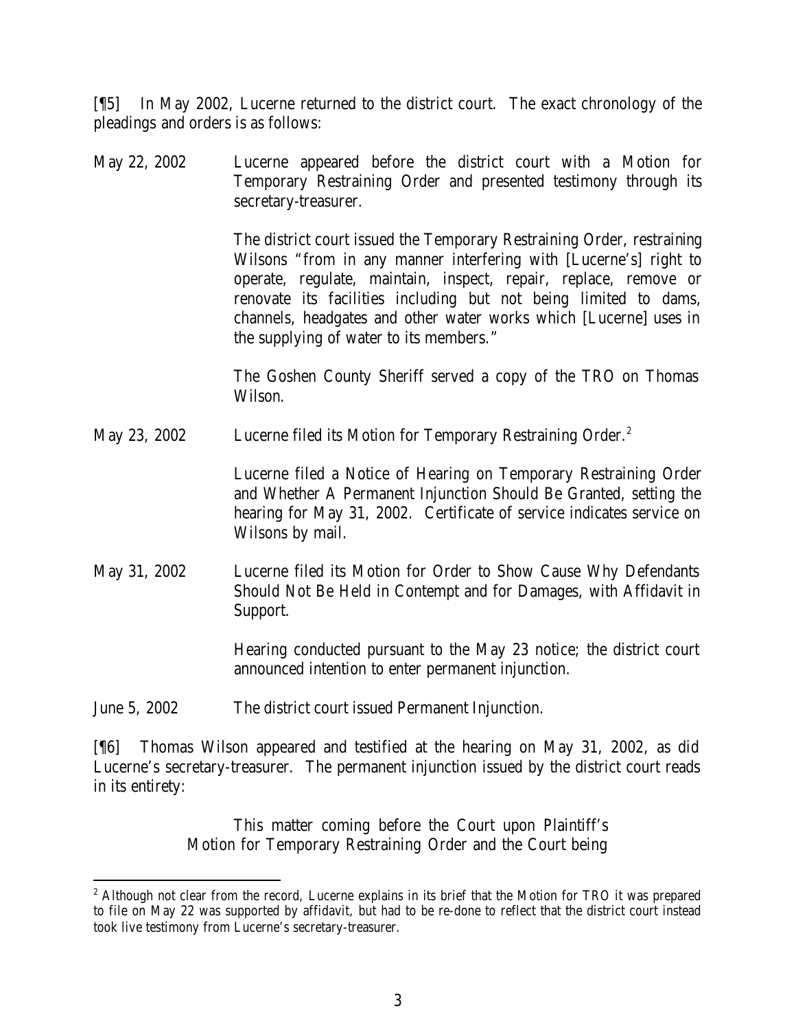[¶5] In May 2002, Lucerne returned to the district court. The exact chronology of the pleadings and orders is as follows:

| | |
|---|---|
| May 22, 2002 | Lucerne appeared before the district court with a Motion for Temporary Restraining Order and presented testimony through its secretary-treasurer.<br><br>The district court issued the Temporary Restraining Order, restraining Wilsons "from in any manner interfering with [Lucerne's] right to operate, regulate, maintain, inspect, repair, replace, remove or renovate its facilities including but not being limited to dams, channels, headgates and other water works which [Lucerne] uses in the supplying of water to its members."<br><br>The Goshen County Sheriff served a copy of the TRO on Thomas Wilson. |
| May 23, 2002 | Lucerne filed its Motion for Temporary Restraining Order.[2]<br><br>Lucerne filed a Notice of Hearing on Temporary Restraining Order and Whether A Permanent Injunction Should Be Granted, setting the hearing for May 31, 2002. Certificate of service indicates service on Wilsons by mail. |
| May 31, 2002 | Lucerne filed its Motion for Order to Show Cause Why Defendants Should Not Be Held in Contempt and for Damages, with Affidavit in Support.<br><br>Hearing conducted pursuant to the May 23 notice; the district court announced intention to enter permanent injunction. |
| June 5, 2002 | The district court issued Permanent Injunction. |

[¶6] Thomas Wilson appeared and testified at the hearing on May 31, 2002, as did Lucerne's secretary-treasurer. The permanent injunction issued by the district court reads in its entirety:

> This matter coming before the Court upon Plaintiff's Motion for Temporary Restraining Order and the Court being

[2] Although not clear from the record, Lucerne explains in its brief that the Motion for TRO it was prepared to file on May 22 was supported by affidavit, but had to be re-done to reflect that the district court instead took live testimony from Lucerne's secretary-treasurer.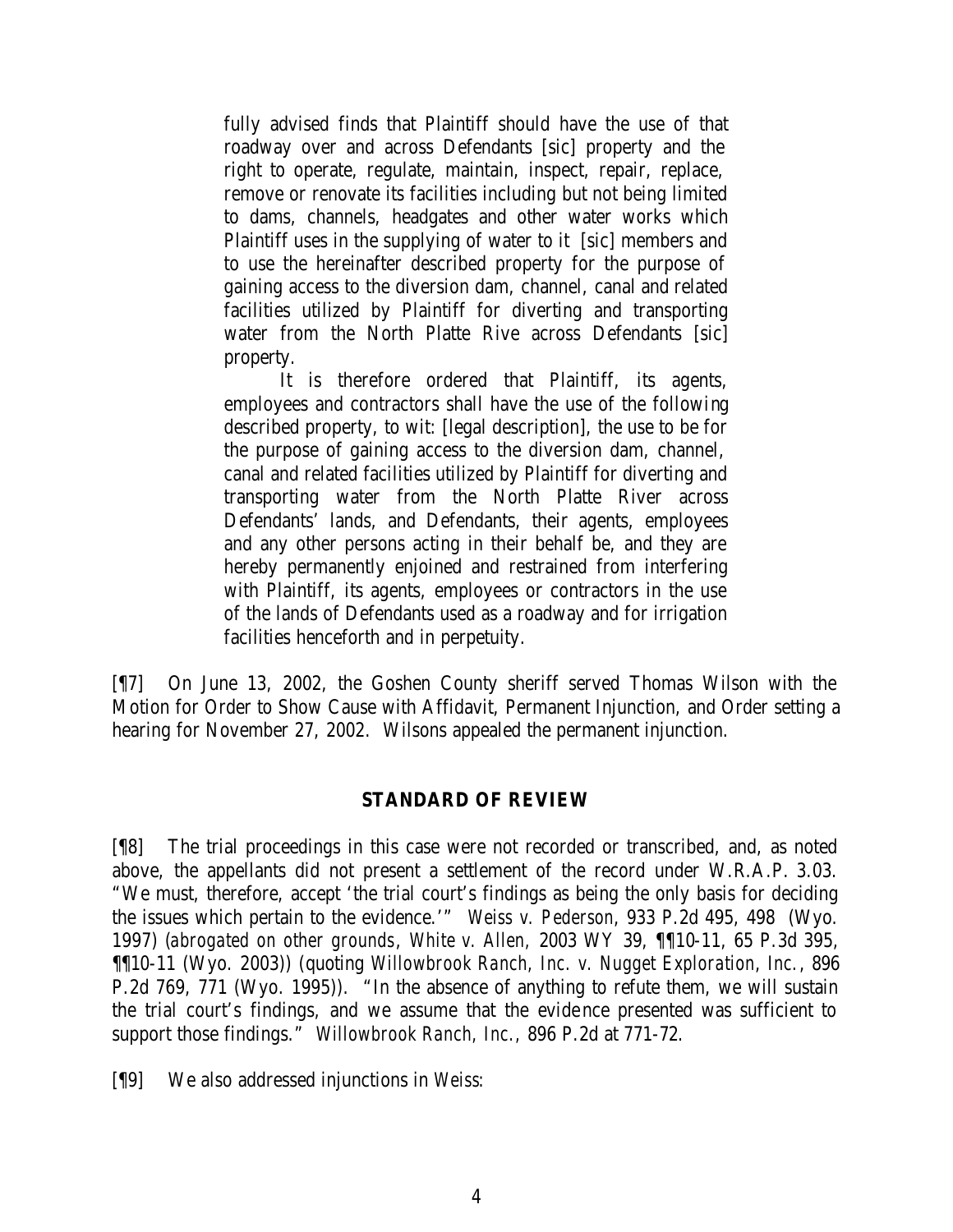> fully advised finds that Plaintiff should have the use of that roadway over and across Defendants [sic] property and the right to operate, regulate, maintain, inspect, repair, replace, remove or renovate its facilities including but not being limited to dams, channels, headgates and other water works which Plaintiff uses in the supplying of water to it [sic] members and to use the hereinafter described property for the purpose of gaining access to the diversion dam, channel, canal and related facilities utilized by Plaintiff for diverting and transporting water from the North Platte Rive across Defendants [sic] property.
>
> It is therefore ordered that Plaintiff, its agents, employees and contractors shall have the use of the following described property, to wit: [legal description], the use to be for the purpose of gaining access to the diversion dam, channel, canal and related facilities utilized by Plaintiff for diverting and transporting water from the North Platte River across Defendants' lands, and Defendants, their agents, employees and any other persons acting in their behalf be, and they are hereby permanently enjoined and restrained from interfering with Plaintiff, its agents, employees or contractors in the use of the lands of Defendants used as a roadway and for irrigation facilities henceforth and in perpetuity.

[¶7] On June 13, 2002, the Goshen County sheriff served Thomas Wilson with the Motion for Order to Show Cause with Affidavit, Permanent Injunction, and Order setting a hearing for November 27, 2002. Wilsons appealed the permanent injunction.

## STANDARD OF REVIEW

[¶8] The trial proceedings in this case were not recorded or transcribed, and, as noted above, the appellants did not present a settlement of the record under W.R.A.P. 3.03. "We must, therefore, accept 'the trial court's findings as being the only basis for deciding the issues which pertain to the evidence.'" *Weiss v. Pederson*, 933 P.2d 495, 498 (Wyo. 1997) (*abrogated on other grounds*, *White v. Allen,* 2003 WY 39, ¶¶10-11, 65 P.3d 395, ¶¶10-11 (Wyo. 2003)) (quoting *Willowbrook Ranch, Inc. v. Nugget Exploration, Inc.*, 896 P.2d 769, 771 (Wyo. 1995)). "In the absence of anything to refute them, we will sustain the trial court's findings, and we assume that the evidence presented was sufficient to support those findings." *Willowbrook Ranch, Inc.*, 896 P.2d at 771-72.

[¶9] We also addressed injunctions in *Weiss*: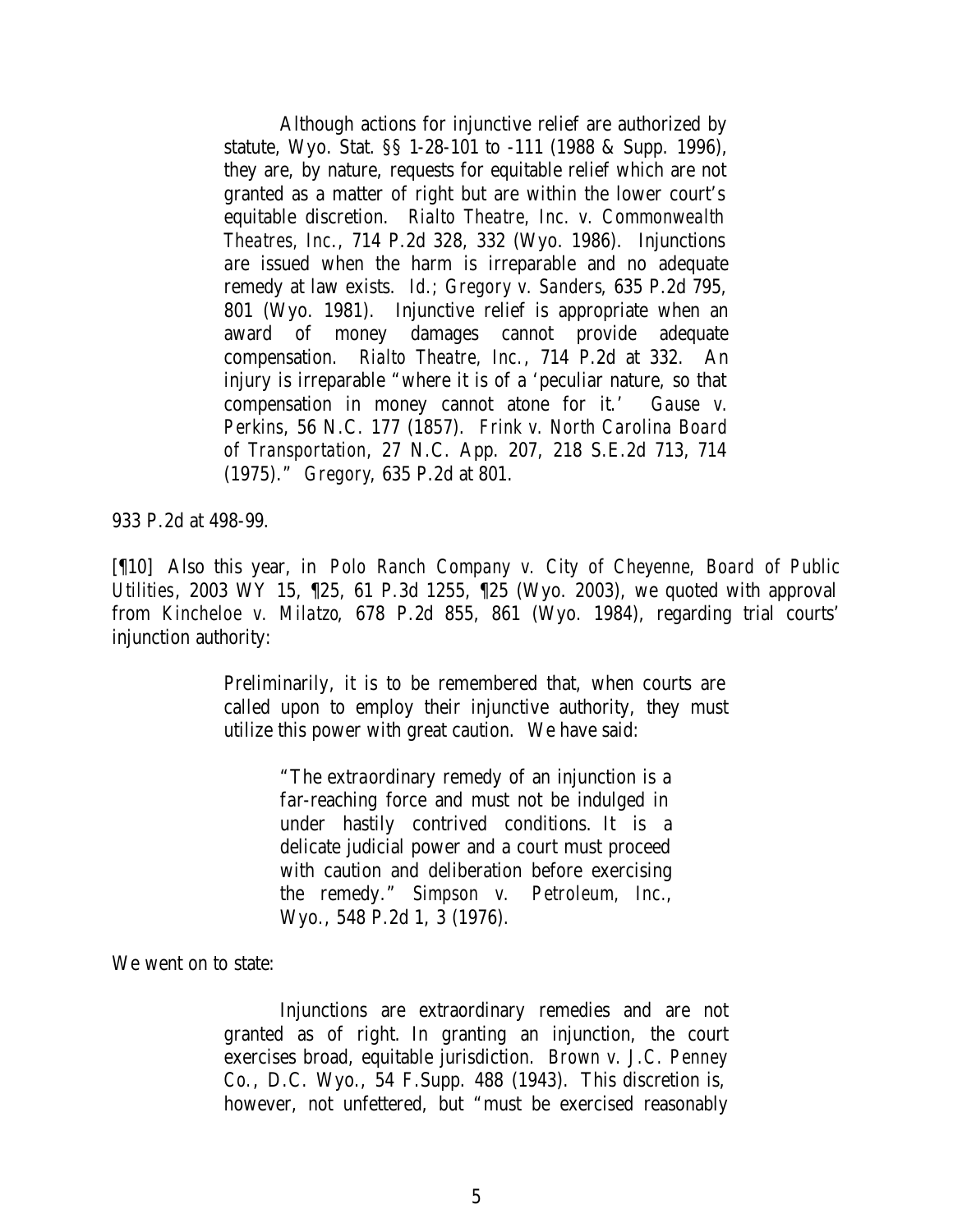> Although actions for injunctive relief are authorized by statute, Wyo. Stat. §§ 1-28-101 to -111 (1988 & Supp. 1996), they are, by nature, requests for equitable relief which are not granted as a matter of right but are within the lower court's equitable discretion. *Rialto Theatre, Inc. v. Commonwealth Theatres, Inc.*, 714 P.2d 328, 332 (Wyo. 1986). Injunctions are issued when the harm is irreparable and no adequate remedy at law exists. *Id.*; *Gregory v. Sanders*, 635 P.2d 795, 801 (Wyo. 1981). Injunctive relief is appropriate when an award of money damages cannot provide adequate compensation. *Rialto Theatre, Inc.*, 714 P.2d at 332. An injury is irreparable "where it is of a 'peculiar nature, so that compensation in money cannot atone for it.' *Gause v. Perkins*, 56 N.C. 177 (1857). *Frink v. North Carolina Board of Transportation*, 27 N.C. App. 207, 218 S.E.2d 713, 714 (1975)." *Gregory*, 635 P.2d at 801.

933 P.2d at 498-99.

[¶10] Also this year, in *Polo Ranch Company v. City of Cheyenne, Board of Public Utilities*, 2003 WY 15, ¶25, 61 P.3d 1255, ¶25 (Wyo. 2003), we quoted with approval from *Kincheloe v. Milatzo*, 678 P.2d 855, 861 (Wyo. 1984), regarding trial courts' injunction authority:

> Preliminarily, it is to be remembered that, when courts are called upon to employ their injunctive authority, they must utilize this power with great caution. We have said:
>
> > "The extraordinary remedy of an injunction is a far-reaching force and must not be indulged in under hastily contrived conditions. It is a delicate judicial power and a court must proceed with caution and deliberation before exercising the remedy." *Simpson v. Petroleum, Inc.*, Wyo., 548 P.2d 1, 3 (1976).

We went on to state:

> Injunctions are extraordinary remedies and are not granted as of right. In granting an injunction, the court exercises broad, equitable jurisdiction. *Brown v. J.C. Penney Co.*, D.C. Wyo., 54 F.Supp. 488 (1943). This discretion is, however, not unfettered, but "must be exercised reasonably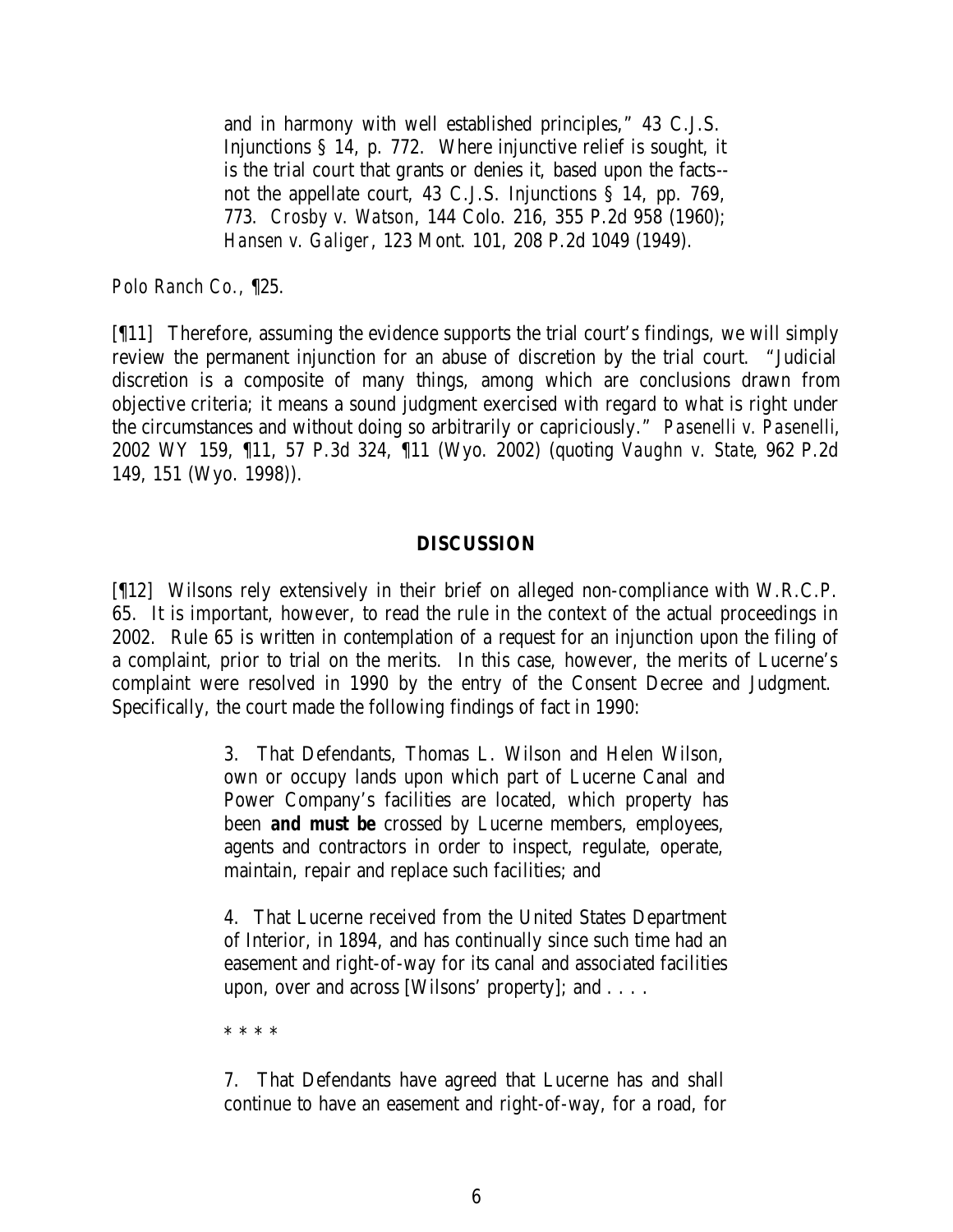> and in harmony with well established principles," 43 C.J.S. Injunctions § 14, p. 772. Where injunctive relief is sought, it is the trial court that grants or denies it, based upon the facts--not the appellate court, 43 C.J.S. Injunctions § 14, pp. 769, 773. *Crosby v. Watson*, 144 Colo. 216, 355 P.2d 958 (1960); *Hansen v. Galiger*, 123 Mont. 101, 208 P.2d 1049 (1949).

*Polo Ranch Co.*, ¶25.

[¶11] Therefore, assuming the evidence supports the trial court's findings, we will simply review the permanent injunction for an abuse of discretion by the trial court. "Judicial discretion is a composite of many things, among which are conclusions drawn from objective criteria; it means a sound judgment exercised with regard to what is right under the circumstances and without doing so arbitrarily or capriciously." *Pasenelli v. Pasenelli*, 2002 WY 159, ¶11, 57 P.3d 324, ¶11 (Wyo. 2002) (quoting *Vaughn v. State*, 962 P.2d 149, 151 (Wyo. 1998)).

## DISCUSSION

[¶12] Wilsons rely extensively in their brief on alleged non-compliance with W.R.C.P. 65. It is important, however, to read the rule in the context of the actual proceedings in 2002. Rule 65 is written in contemplation of a request for an injunction upon the filing of a complaint, prior to trial on the merits. In this case, however, the merits of Lucerne's complaint were resolved in 1990 by the entry of the Consent Decree and Judgment. Specifically, the court made the following findings of fact in 1990:

> 3. That Defendants, Thomas L. Wilson and Helen Wilson, own or occupy lands upon which part of Lucerne Canal and Power Company's facilities are located, which property has been ***and must be*** crossed by Lucerne members, employees, agents and contractors in order to inspect, regulate, operate, maintain, repair and replace such facilities; and
>
> 4. That Lucerne received from the United States Department of Interior, in 1894, and has continually since such time had an easement and right-of-way for its canal and associated facilities upon, over and across [Wilsons' property]; and . . . .
>
> \* \* \* \*
>
> 7. That Defendants have agreed that Lucerne has and shall continue to have an easement and right-of-way, for a road, for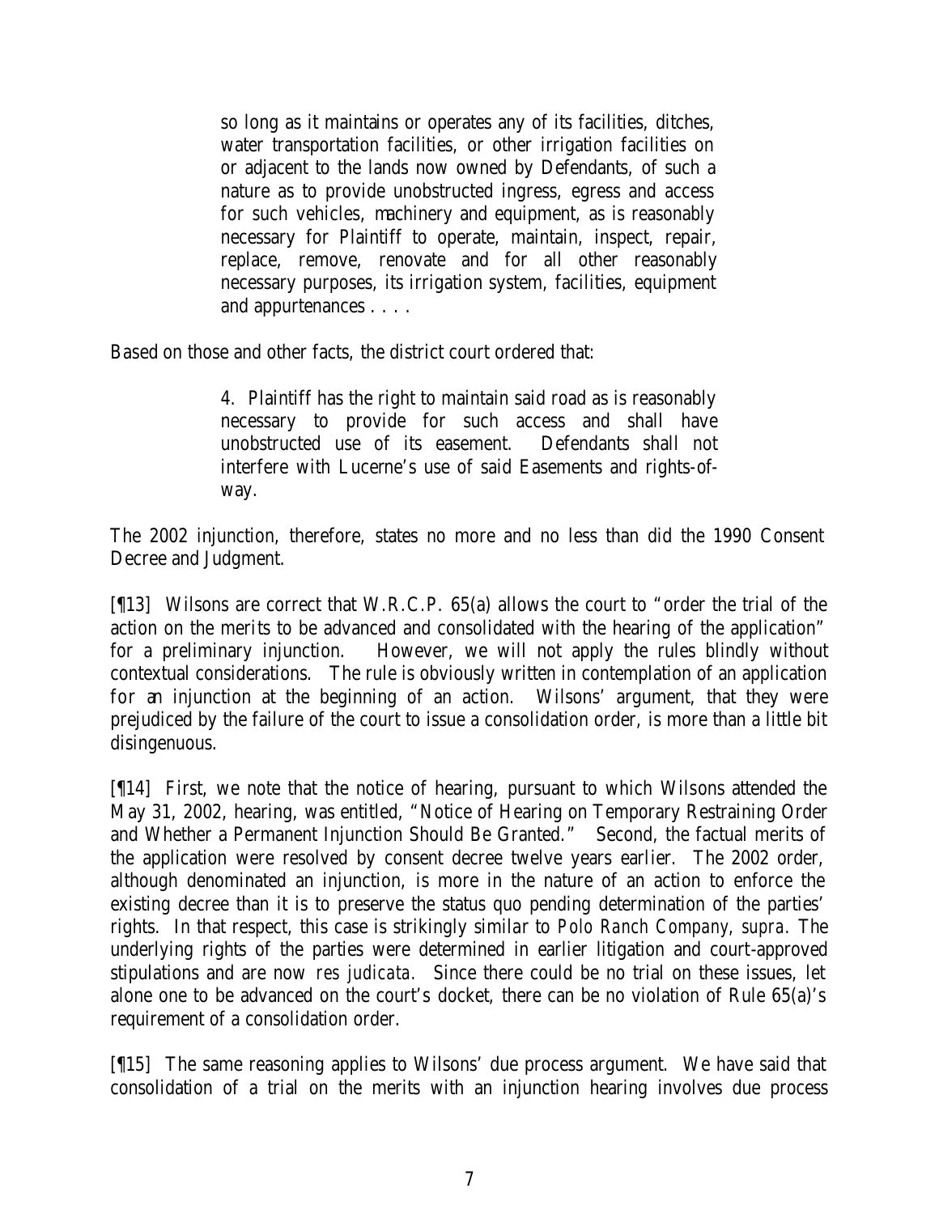> so long as it maintains or operates any of its facilities, ditches, water transportation facilities, or other irrigation facilities on or adjacent to the lands now owned by Defendants, of such a nature as to provide unobstructed ingress, egress and access for such vehicles, machinery and equipment, as is reasonably necessary for Plaintiff to operate, maintain, inspect, repair, replace, remove, renovate and for all other reasonably necessary purposes, its irrigation system, facilities, equipment and appurtenances . . . .

Based on those and other facts, the district court ordered that:

> 4. Plaintiff has the right to maintain said road as is reasonably necessary to provide for such access and shall have unobstructed use of its easement. Defendants shall not interfere with Lucerne's use of said Easements and rights-of-way.

The 2002 injunction, therefore, states no more and no less than did the 1990 Consent Decree and Judgment.

[¶13] Wilsons are correct that W.R.C.P. 65(a) allows the court to "order the trial of the action on the merits to be advanced and consolidated with the hearing of the application" for a preliminary injunction. However, we will not apply the rules blindly without contextual considerations. The rule is obviously written in contemplation of an application for an injunction at the beginning of an action. Wilsons' argument, that they were prejudiced by the failure of the court to issue a consolidation order, is more than a little bit disingenuous.

[¶14] First, we note that the notice of hearing, pursuant to which Wilsons attended the May 31, 2002, hearing, was entitled, "Notice of Hearing on Temporary Restraining Order and Whether a Permanent Injunction Should Be Granted." Second, the factual merits of the application were resolved by consent decree twelve years earlier. The 2002 order, although denominated an injunction, is more in the nature of an action to enforce the existing decree than it is to preserve the status quo pending determination of the parties' rights. In that respect, this case is strikingly similar to *Polo Ranch Company, supra*. The underlying rights of the parties were determined in earlier litigation and court-approved stipulations and are now *res judicata*. Since there could be no trial on these issues, let alone one to be advanced on the court's docket, there can be no violation of Rule 65(a)'s requirement of a consolidation order.

[¶15] The same reasoning applies to Wilsons' due process argument. We have said that consolidation of a trial on the merits with an injunction hearing involves due process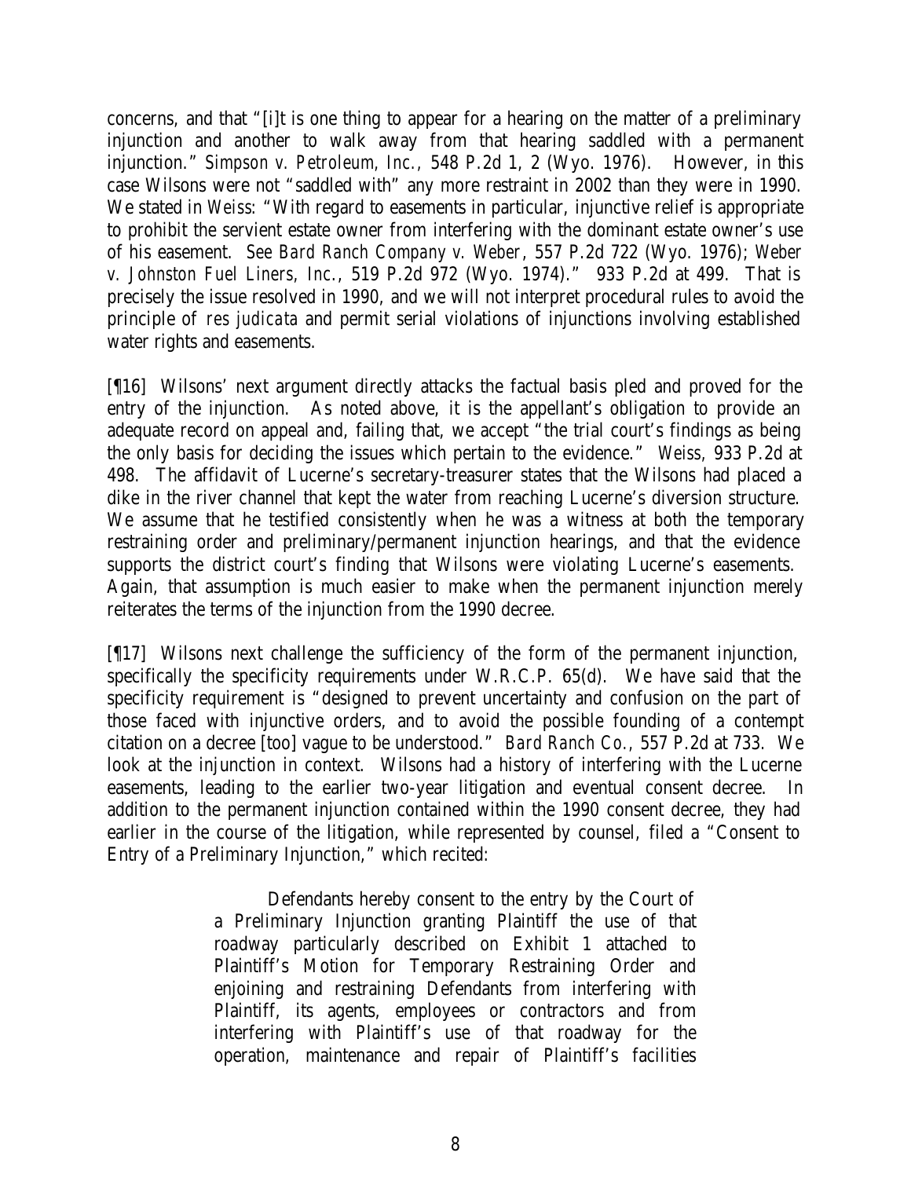concerns, and that "[i]t is one thing to appear for a hearing on the matter of a preliminary injunction and another to walk away from that hearing saddled with a permanent injunction." *Simpson v. Petroleum, Inc.*, 548 P.2d 1, 2 (Wyo. 1976). However, in this case Wilsons were not "saddled with" any more restraint in 2002 than they were in 1990. We stated in *Weiss*: "With regard to easements in particular, injunctive relief is appropriate to prohibit the servient estate owner from interfering with the dominant estate owner's use of his easement. *See Bard Ranch Company v. Weber*, 557 P.2d 722 (Wyo. 1976); *Weber v. Johnston Fuel Liners, Inc.*, 519 P.2d 972 (Wyo. 1974)." 933 P.2d at 499. That is precisely the issue resolved in 1990, and we will not interpret procedural rules to avoid the principle of *res judicata* and permit serial violations of injunctions involving established water rights and easements.

[¶16] Wilsons' next argument directly attacks the factual basis pled and proved for the entry of the injunction. As noted above, it is the appellant's obligation to provide an adequate record on appeal and, failing that, we accept "the trial court's findings as being the only basis for deciding the issues which pertain to the evidence." *Weiss*, 933 P.2d at 498. The affidavit of Lucerne's secretary-treasurer states that the Wilsons had placed a dike in the river channel that kept the water from reaching Lucerne's diversion structure. We assume that he testified consistently when he was a witness at both the temporary restraining order and preliminary/permanent injunction hearings, and that the evidence supports the district court's finding that Wilsons were violating Lucerne's easements. Again, that assumption is much easier to make when the permanent injunction merely reiterates the terms of the injunction from the 1990 decree.

[¶17] Wilsons next challenge the sufficiency of the form of the permanent injunction, specifically the specificity requirements under W.R.C.P. 65(d). We have said that the specificity requirement is "designed to prevent uncertainty and confusion on the part of those faced with injunctive orders, and to avoid the possible founding of a contempt citation on a decree [too] vague to be understood." *Bard Ranch Co.*, 557 P.2d at 733. We look at the injunction in context. Wilsons had a history of interfering with the Lucerne easements, leading to the earlier two-year litigation and eventual consent decree. In addition to the permanent injunction contained within the 1990 consent decree, they had earlier in the course of the litigation, while represented by counsel, filed a "Consent to Entry of a Preliminary Injunction," which recited:

> Defendants hereby consent to the entry by the Court of a Preliminary Injunction granting Plaintiff the use of that roadway particularly described on Exhibit 1 attached to Plaintiff's Motion for Temporary Restraining Order and enjoining and restraining Defendants from interfering with Plaintiff, its agents, employees or contractors and from interfering with Plaintiff's use of that roadway for the operation, maintenance and repair of Plaintiff's facilities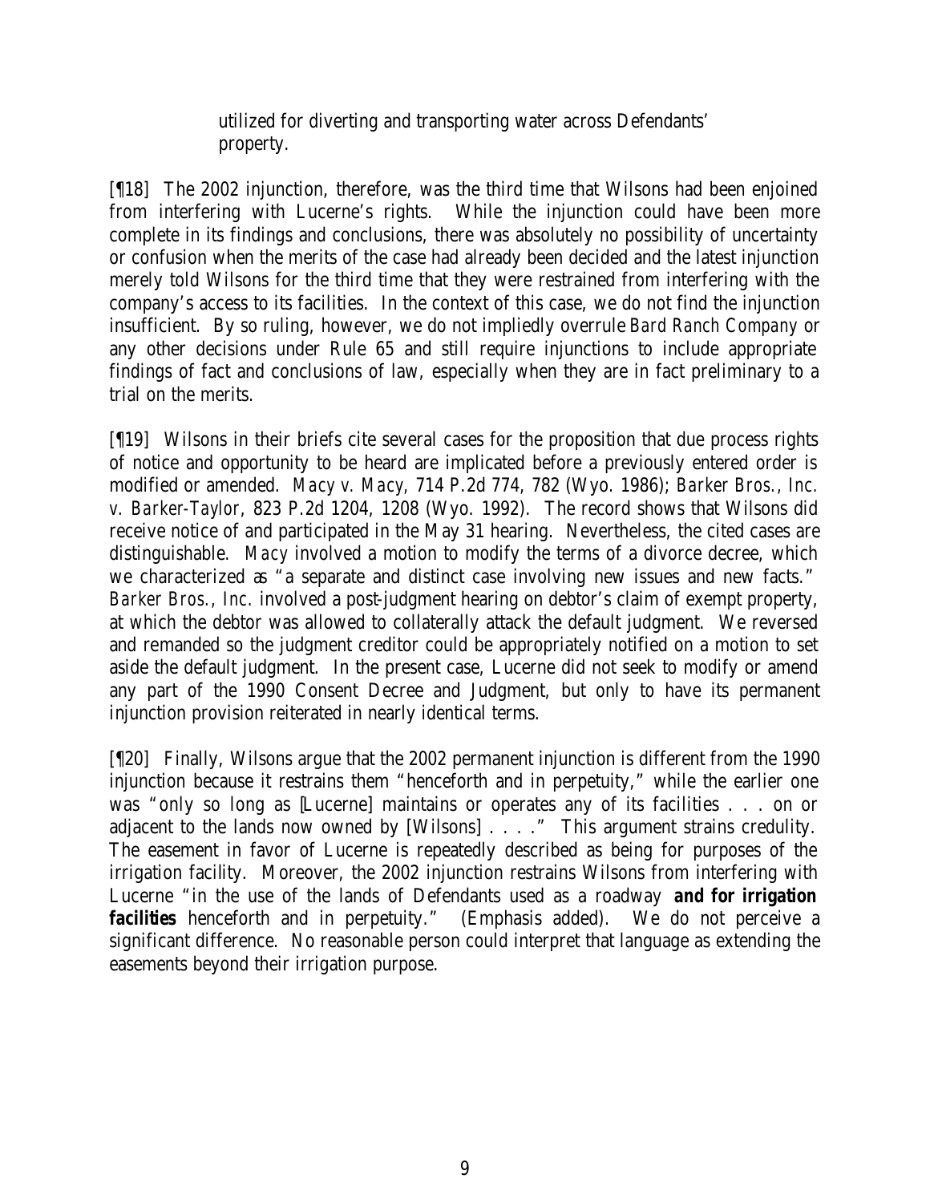> utilized for diverting and transporting water across Defendants' property.

[¶18] The 2002 injunction, therefore, was the third time that Wilsons had been enjoined from interfering with Lucerne's rights. While the injunction could have been more complete in its findings and conclusions, there was absolutely no possibility of uncertainty or confusion when the merits of the case had already been decided and the latest injunction merely told Wilsons for the third time that they were restrained from interfering with the company's access to its facilities. In the context of this case, we do not find the injunction insufficient. By so ruling, however, we do not impliedly overrule *Bard Ranch Company* or any other decisions under Rule 65 and still require injunctions to include appropriate findings of fact and conclusions of law, especially when they are in fact preliminary to a trial on the merits.

[¶19] Wilsons in their briefs cite several cases for the proposition that due process rights of notice and opportunity to be heard are implicated before a previously entered order is modified or amended. *Macy v. Macy*, 714 P.2d 774, 782 (Wyo. 1986); *Barker Bros., Inc. v. Barker-Taylor*, 823 P.2d 1204, 1208 (Wyo. 1992). The record shows that Wilsons did receive notice of and participated in the May 31 hearing. Nevertheless, the cited cases are distinguishable. *Macy* involved a motion to modify the terms of a divorce decree, which we characterized as "a separate and distinct case involving new issues and new facts." *Barker Bros., Inc.* involved a post-judgment hearing on debtor's claim of exempt property, at which the debtor was allowed to collaterally attack the default judgment. We reversed and remanded so the judgment creditor could be appropriately notified on a motion to set aside the default judgment. In the present case, Lucerne did not seek to modify or amend any part of the 1990 Consent Decree and Judgment, but only to have its permanent injunction provision reiterated in nearly identical terms.

[¶20] Finally, Wilsons argue that the 2002 permanent injunction is different from the 1990 injunction because it restrains them "henceforth and in perpetuity," while the earlier one was "only so long as [Lucerne] maintains or operates any of its facilities . . . on or adjacent to the lands now owned by [Wilsons] . . . ." This argument strains credulity. The easement in favor of Lucerne is repeatedly described as being for purposes of the irrigation facility. Moreover, the 2002 injunction restrains Wilsons from interfering with Lucerne "in the use of the lands of Defendants used as a roadway **and for irrigation facilities** henceforth and in perpetuity." (Emphasis added). We do not perceive a significant difference. No reasonable person could interpret that language as extending the easements beyond their irrigation purpose.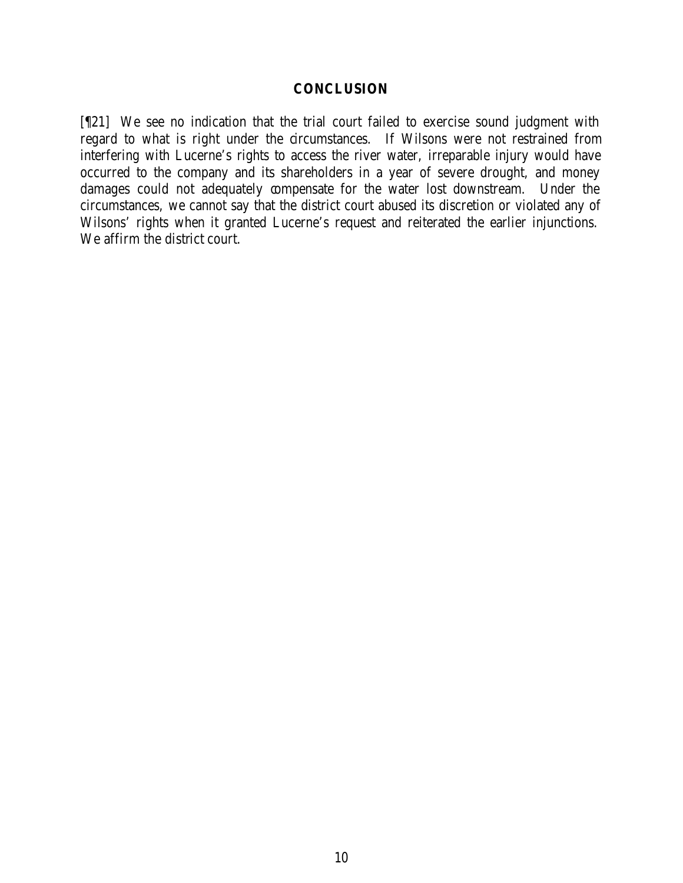## CONCLUSION

[¶21] We see no indication that the trial court failed to exercise sound judgment with regard to what is right under the circumstances. If Wilsons were not restrained from interfering with Lucerne's rights to access the river water, irreparable injury would have occurred to the company and its shareholders in a year of severe drought, and money damages could not adequately compensate for the water lost downstream. Under the circumstances, we cannot say that the district court abused its discretion or violated any of Wilsons' rights when it granted Lucerne's request and reiterated the earlier injunctions. We affirm the district court.